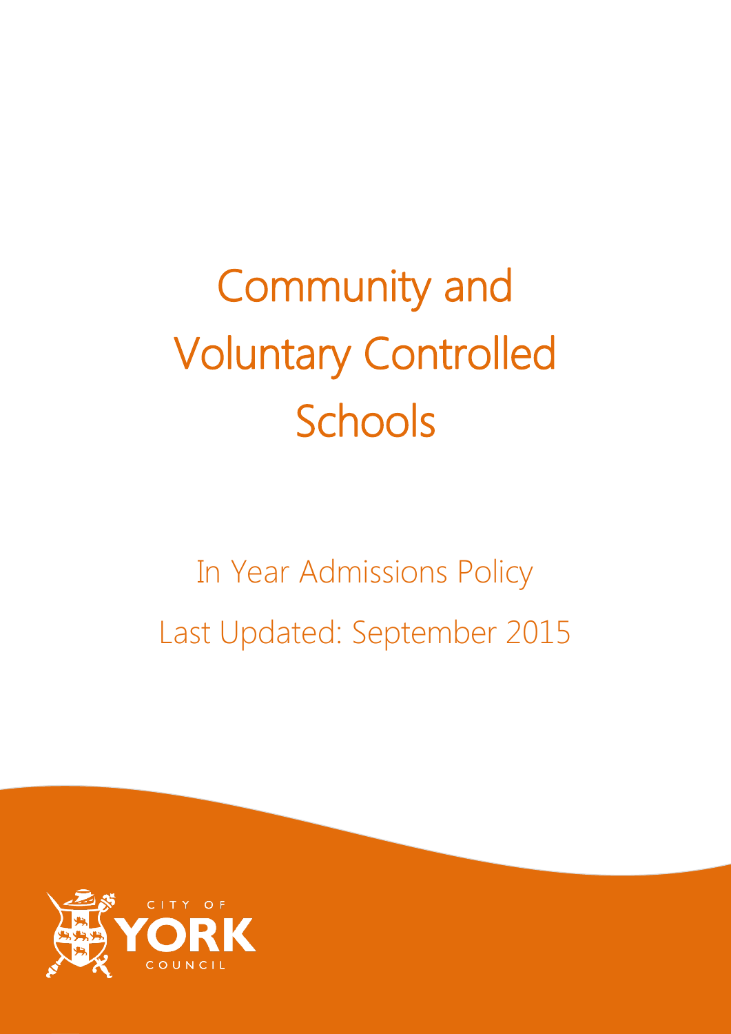# Community and Voluntary Controlled Schools

## In Year Admissions Policy

Last Updated: September 2015

CITY OF YORK COUNCIL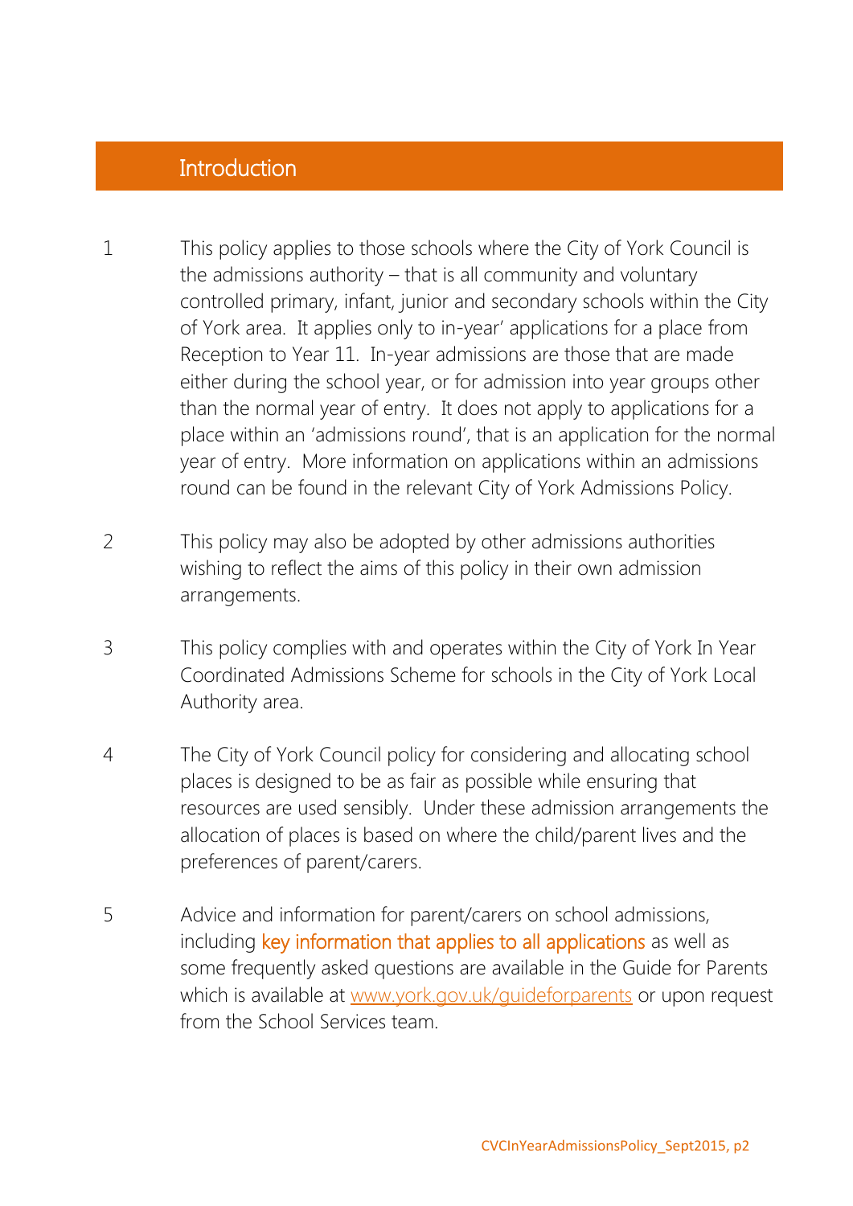## Introduction

1. This policy applies to those schools where the City of York Council is the admissions authority – that is all community and voluntary controlled primary, infant, junior and secondary schools within the City of York area. It applies only to in-year' applications for a place from Reception to Year 11. In-year admissions are those that are made either during the school year, or for admission into year groups other than the normal year of entry. It does not apply to applications for a place within an 'admissions round', that is an application for the normal year of entry. More information on applications within an admissions round can be found in the relevant City of York Admissions Policy.

2. This policy may also be adopted by other admissions authorities wishing to reflect the aims of this policy in their own admission arrangements.

3. This policy complies with and operates within the City of York In Year Coordinated Admissions Scheme for schools in the City of York Local Authority area.

4. The City of York Council policy for considering and allocating school places is designed to be as fair as possible while ensuring that resources are used sensibly. Under these admission arrangements the allocation of places is based on where the child/parent lives and the preferences of parent/carers.

5. Advice and information for parent/carers on school admissions, including key information that applies to all applications as well as some frequently asked questions are available in the Guide for Parents which is available at [www.york.gov.uk/guideforparents](http://www.york.gov.uk/guideforparents) or upon request from the School Services team.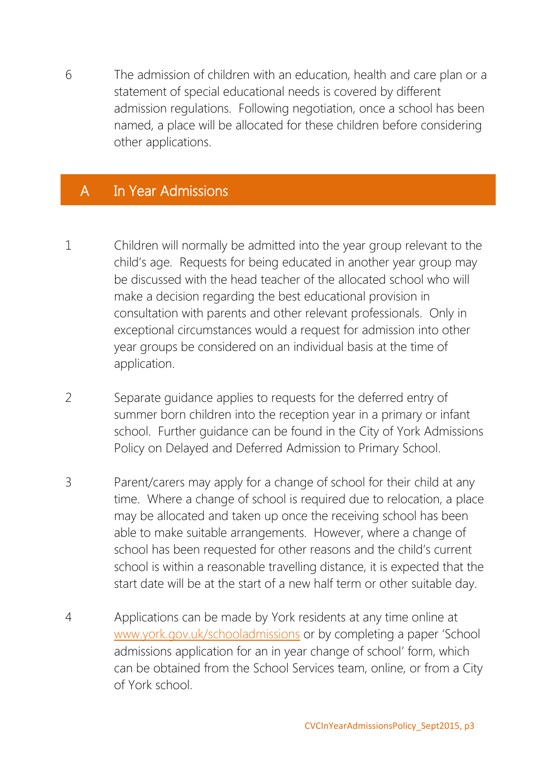6 The admission of children with an education, health and care plan or a statement of special educational needs is covered by different admission regulations. Following negotiation, once a school has been named, a place will be allocated for these children before considering other applications.

## A In Year Admissions

1 Children will normally be admitted into the year group relevant to the child's age. Requests for being educated in another year group may be discussed with the head teacher of the allocated school who will make a decision regarding the best educational provision in consultation with parents and other relevant professionals. Only in exceptional circumstances would a request for admission into other year groups be considered on an individual basis at the time of application.

2 Separate guidance applies to requests for the deferred entry of summer born children into the reception year in a primary or infant school. Further guidance can be found in the City of York Admissions Policy on Delayed and Deferred Admission to Primary School.

3 Parent/carers may apply for a change of school for their child at any time. Where a change of school is required due to relocation, a place may be allocated and taken up once the receiving school has been able to make suitable arrangements. However, where a change of school has been requested for other reasons and the child's current school is within a reasonable travelling distance, it is expected that the start date will be at the start of a new half term or other suitable day.

4 Applications can be made by York residents at any time online at [www.york.gov.uk/schooladmissions](http://www.york.gov.uk/schooladmissions) or by completing a paper 'School admissions application for an in year change of school' form, which can be obtained from the School Services team, online, or from a City of York school.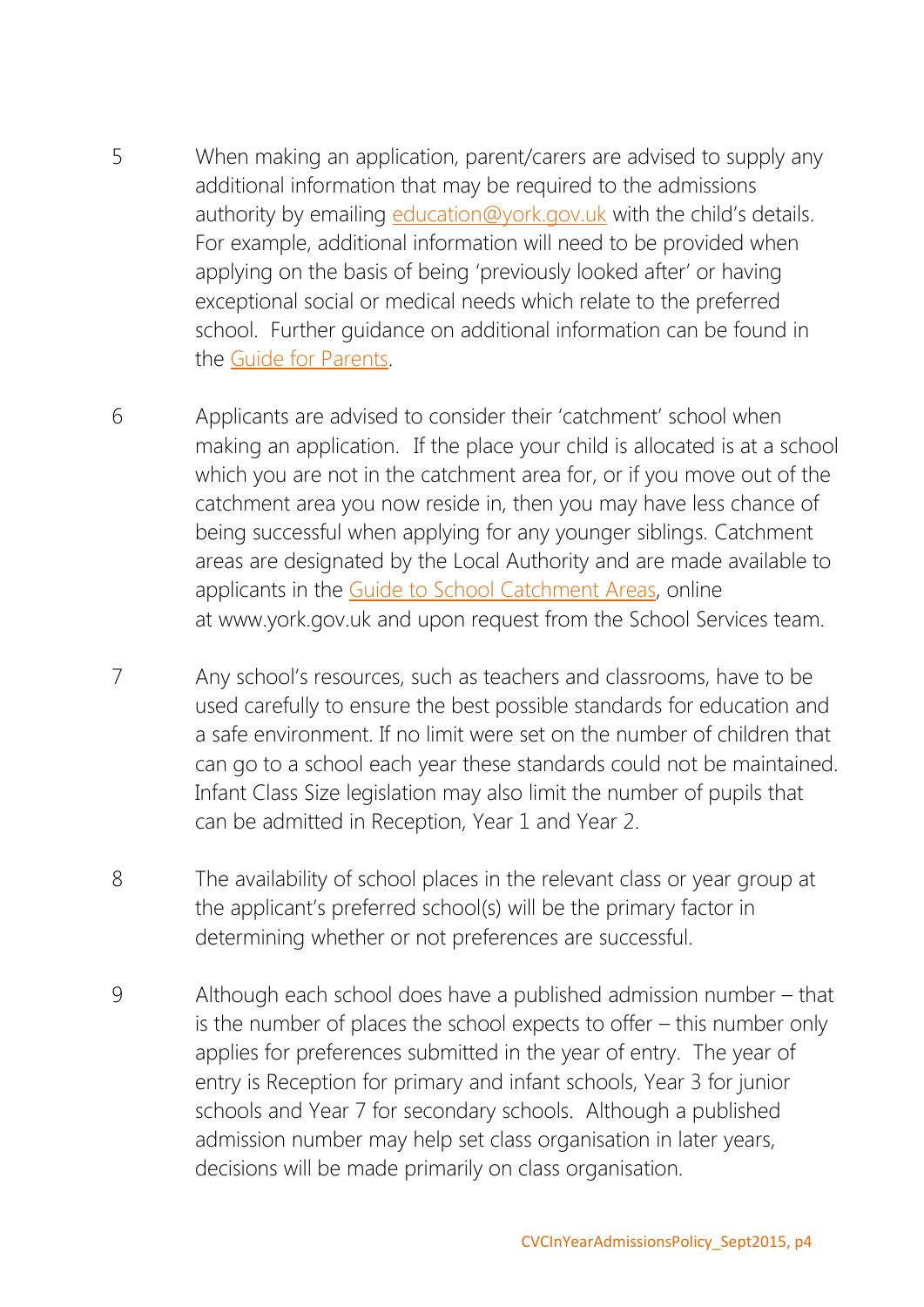5 When making an application, parent/carers are advised to supply any additional information that may be required to the admissions authority by emailing [education@york.gov.uk](mailto:education@york.gov.uk) with the child's details. For example, additional information will need to be provided when applying on the basis of being 'previously looked after' or having exceptional social or medical needs which relate to the preferred school. Further guidance on additional information can be found in the Guide for Parents.

6 Applicants are advised to consider their 'catchment' school when making an application. If the place your child is allocated is at a school which you are not in the catchment area for, or if you move out of the catchment area you now reside in, then you may have less chance of being successful when applying for any younger siblings. Catchment areas are designated by the Local Authority and are made available to applicants in the Guide to School Catchment Areas, online at www.york.gov.uk and upon request from the School Services team.

7 Any school's resources, such as teachers and classrooms, have to be used carefully to ensure the best possible standards for education and a safe environment. If no limit were set on the number of children that can go to a school each year these standards could not be maintained. Infant Class Size legislation may also limit the number of pupils that can be admitted in Reception, Year 1 and Year 2.

8 The availability of school places in the relevant class or year group at the applicant's preferred school(s) will be the primary factor in determining whether or not preferences are successful.

9 Although each school does have a published admission number – that is the number of places the school expects to offer – this number only applies for preferences submitted in the year of entry. The year of entry is Reception for primary and infant schools, Year 3 for junior schools and Year 7 for secondary schools. Although a published admission number may help set class organisation in later years, decisions will be made primarily on class organisation.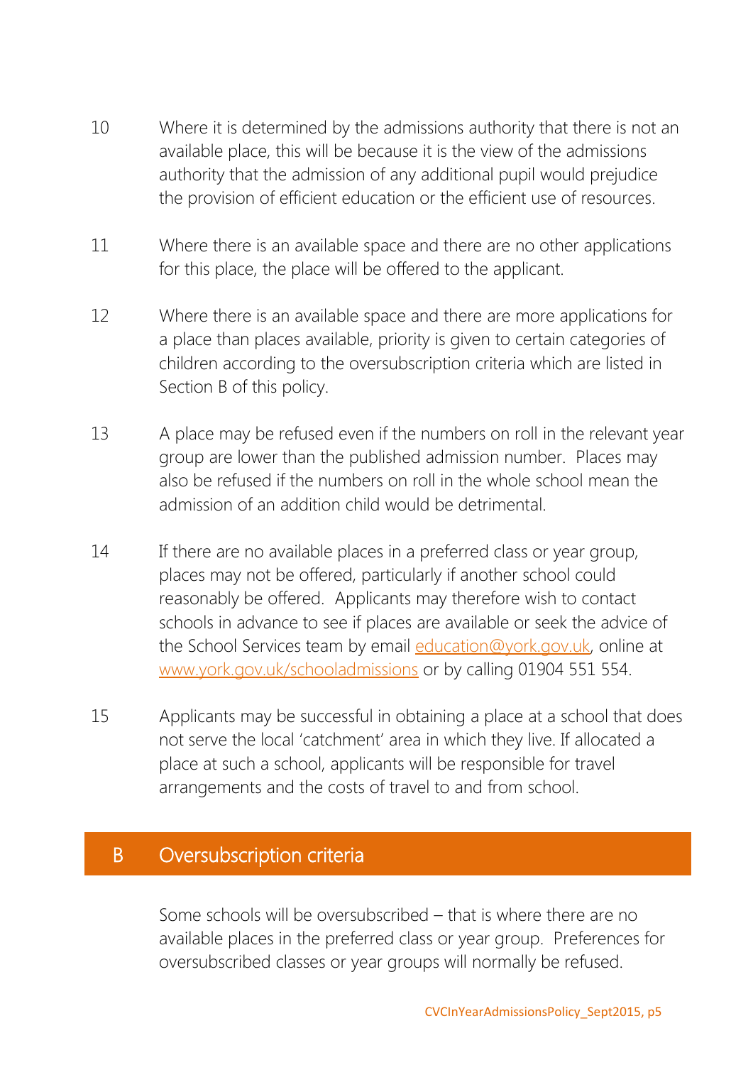10 Where it is determined by the admissions authority that there is not an available place, this will be because it is the view of the admissions authority that the admission of any additional pupil would prejudice the provision of efficient education or the efficient use of resources.

11 Where there is an available space and there are no other applications for this place, the place will be offered to the applicant.

12 Where there is an available space and there are more applications for a place than places available, priority is given to certain categories of children according to the oversubscription criteria which are listed in Section B of this policy.

13 A place may be refused even if the numbers on roll in the relevant year group are lower than the published admission number. Places may also be refused if the numbers on roll in the whole school mean the admission of an addition child would be detrimental.

14 If there are no available places in a preferred class or year group, places may not be offered, particularly if another school could reasonably be offered. Applicants may therefore wish to contact schools in advance to see if places are available or seek the advice of the School Services team by email [education@york.gov.uk](mailto:education@york.gov.uk), online at [www.york.gov.uk/schooladmissions](http://www.york.gov.uk/schooladmissions) or by calling 01904 551 554.

15 Applicants may be successful in obtaining a place at a school that does not serve the local 'catchment' area in which they live. If allocated a place at such a school, applicants will be responsible for travel arrangements and the costs of travel to and from school.

## B Oversubscription criteria

Some schools will be oversubscribed – that is where there are no available places in the preferred class or year group. Preferences for oversubscribed classes or year groups will normally be refused.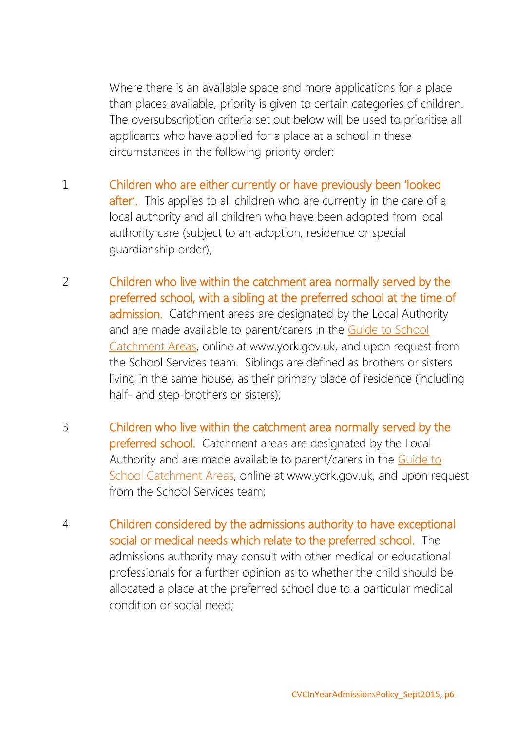Where there is an available space and more applications for a place than places available, priority is given to certain categories of children. The oversubscription criteria set out below will be used to prioritise all applicants who have applied for a place at a school in these circumstances in the following priority order:

1. **Children who are either currently or have previously been 'looked after'.** This applies to all children who are currently in the care of a local authority and all children who have been adopted from local authority care (subject to an adoption, residence or special guardianship order);

2. **Children who live within the catchment area normally served by the preferred school, with a sibling at the preferred school at the time of admission.** Catchment areas are designated by the Local Authority and are made available to parent/carers in the Guide to School Catchment Areas, online at www.york.gov.uk, and upon request from the School Services team. Siblings are defined as brothers or sisters living in the same house, as their primary place of residence (including half- and step-brothers or sisters);

3. **Children who live within the catchment area normally served by the preferred school.** Catchment areas are designated by the Local Authority and are made available to parent/carers in the Guide to School Catchment Areas, online at www.york.gov.uk, and upon request from the School Services team;

4. **Children considered by the admissions authority to have exceptional social or medical needs which relate to the preferred school.** The admissions authority may consult with other medical or educational professionals for a further opinion as to whether the child should be allocated a place at the preferred school due to a particular medical condition or social need;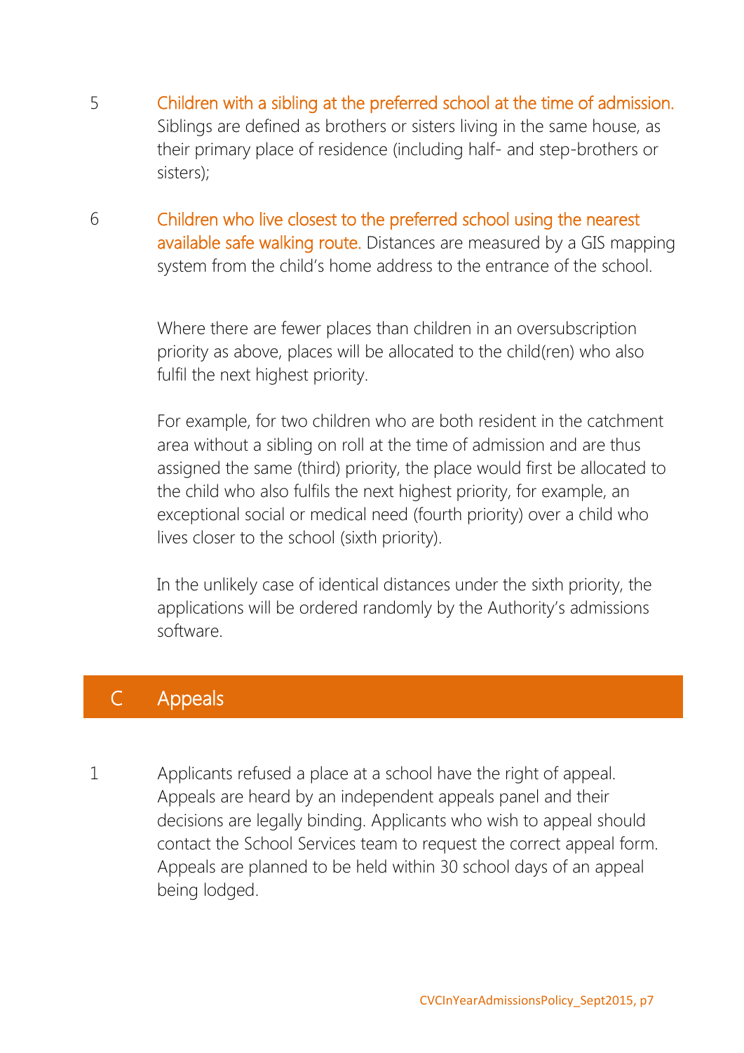5 **Children with a sibling at the preferred school at the time of admission.** Siblings are defined as brothers or sisters living in the same house, as their primary place of residence (including half- and step-brothers or sisters);

6 **Children who live closest to the preferred school using the nearest available safe walking route.** Distances are measured by a GIS mapping system from the child's home address to the entrance of the school.

Where there are fewer places than children in an oversubscription priority as above, places will be allocated to the child(ren) who also fulfil the next highest priority.

For example, for two children who are both resident in the catchment area without a sibling on roll at the time of admission and are thus assigned the same (third) priority, the place would first be allocated to the child who also fulfils the next highest priority, for example, an exceptional social or medical need (fourth priority) over a child who lives closer to the school (sixth priority).

In the unlikely case of identical distances under the sixth priority, the applications will be ordered randomly by the Authority's admissions software.

## C Appeals

1 Applicants refused a place at a school have the right of appeal. Appeals are heard by an independent appeals panel and their decisions are legally binding. Applicants who wish to appeal should contact the School Services team to request the correct appeal form. Appeals are planned to be held within 30 school days of an appeal being lodged.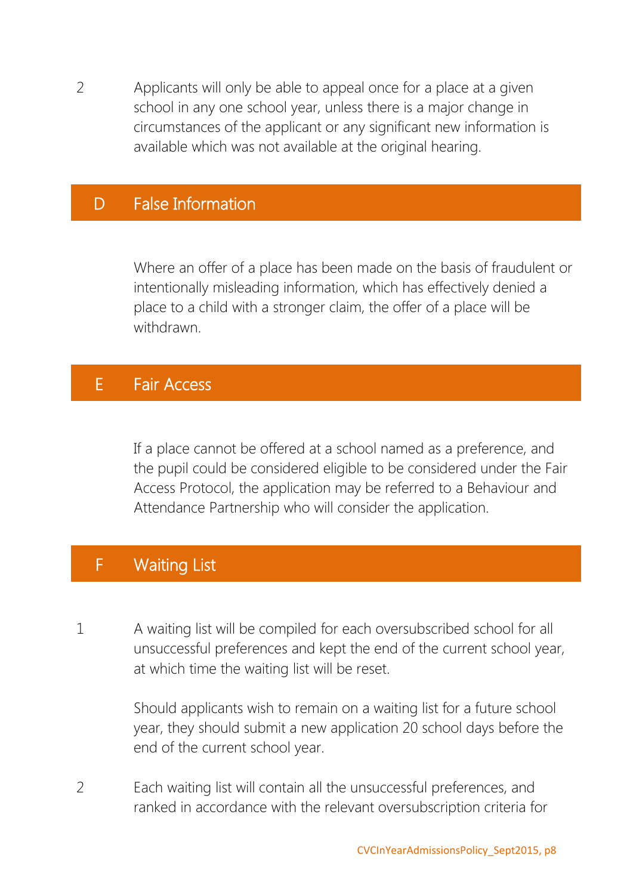2 Applicants will only be able to appeal once for a place at a given school in any one school year, unless there is a major change in circumstances of the applicant or any significant new information is available which was not available at the original hearing.

## D False Information

Where an offer of a place has been made on the basis of fraudulent or intentionally misleading information, which has effectively denied a place to a child with a stronger claim, the offer of a place will be withdrawn.

## E Fair Access

If a place cannot be offered at a school named as a preference, and the pupil could be considered eligible to be considered under the Fair Access Protocol, the application may be referred to a Behaviour and Attendance Partnership who will consider the application.

## F Waiting List

1 A waiting list will be compiled for each oversubscribed school for all unsuccessful preferences and kept the end of the current school year, at which time the waiting list will be reset.

Should applicants wish to remain on a waiting list for a future school year, they should submit a new application 20 school days before the end of the current school year.

2 Each waiting list will contain all the unsuccessful preferences, and ranked in accordance with the relevant oversubscription criteria for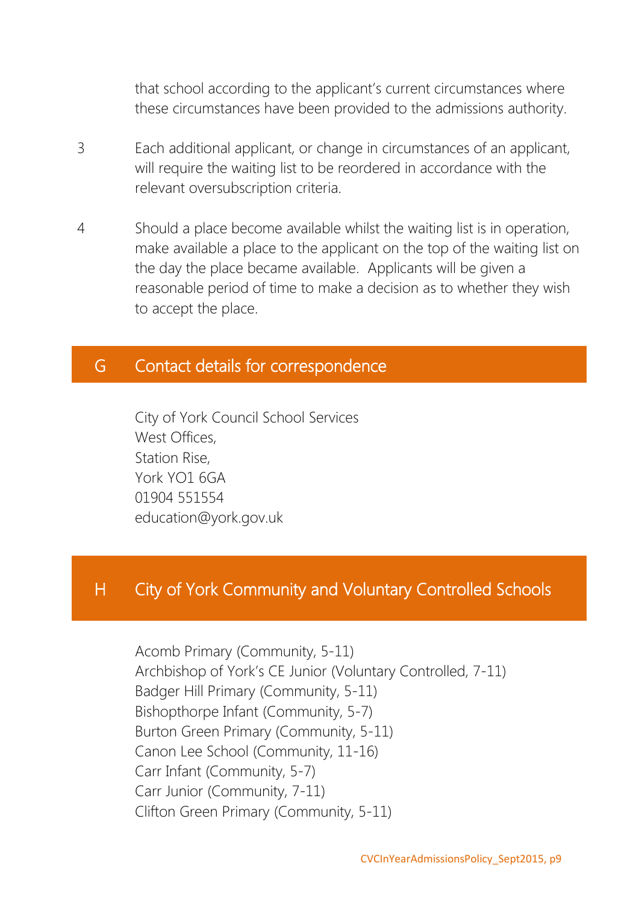that school according to the applicant's current circumstances where these circumstances have been provided to the admissions authority.

3 Each additional applicant, or change in circumstances of an applicant, will require the waiting list to be reordered in accordance with the relevant oversubscription criteria.

4 Should a place become available whilst the waiting list is in operation, make available a place to the applicant on the top of the waiting list on the day the place became available. Applicants will be given a reasonable period of time to make a decision as to whether they wish to accept the place.

## G Contact details for correspondence

City of York Council School Services
West Offices,
Station Rise,
York YO1 6GA
01904 551554
education@york.gov.uk

## H City of York Community and Voluntary Controlled Schools

Acomb Primary (Community, 5-11)
Archbishop of York's CE Junior (Voluntary Controlled, 7-11)
Badger Hill Primary (Community, 5-11)
Bishopthorpe Infant (Community, 5-7)
Burton Green Primary (Community, 5-11)
Canon Lee School (Community, 11-16)
Carr Infant (Community, 5-7)
Carr Junior (Community, 7-11)
Clifton Green Primary (Community, 5-11)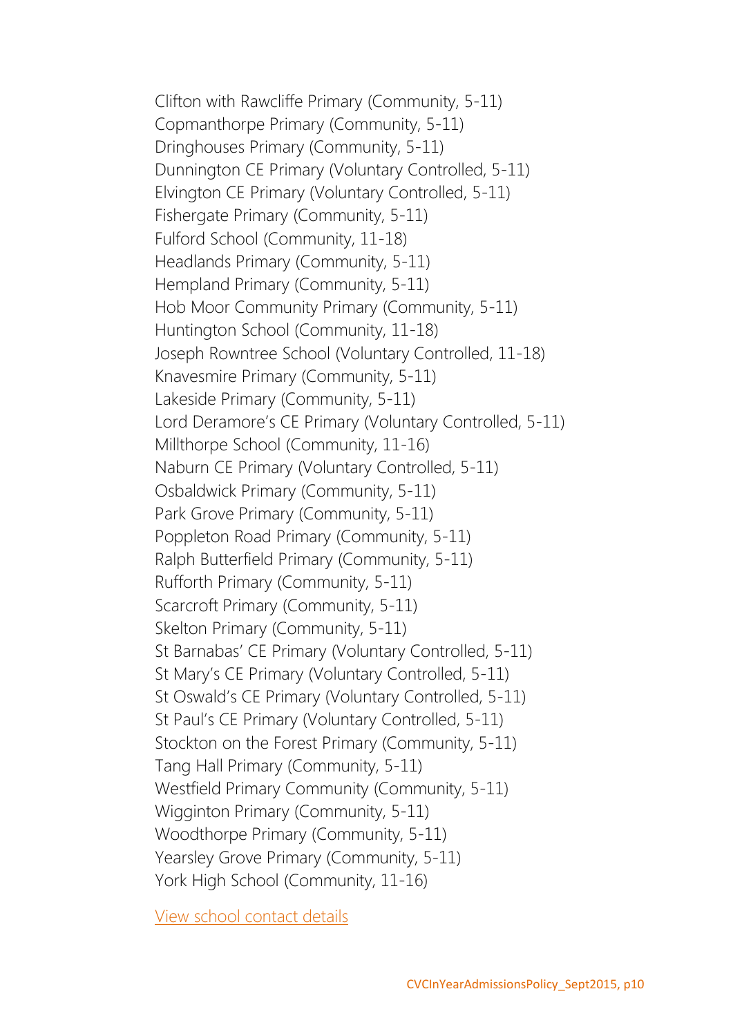Clifton with Rawcliffe Primary (Community, 5-11)
Copmanthorpe Primary (Community, 5-11)
Dringhouses Primary (Community, 5-11)
Dunnington CE Primary (Voluntary Controlled, 5-11)
Elvington CE Primary (Voluntary Controlled, 5-11)
Fishergate Primary (Community, 5-11)
Fulford School (Community, 11-18)
Headlands Primary (Community, 5-11)
Hempland Primary (Community, 5-11)
Hob Moor Community Primary (Community, 5-11)
Huntington School (Community, 11-18)
Joseph Rowntree School (Voluntary Controlled, 11-18)
Knavesmire Primary (Community, 5-11)
Lakeside Primary (Community, 5-11)
Lord Deramore's CE Primary (Voluntary Controlled, 5-11)
Millthorpe School (Community, 11-16)
Naburn CE Primary (Voluntary Controlled, 5-11)
Osbaldwick Primary (Community, 5-11)
Park Grove Primary (Community, 5-11)
Poppleton Road Primary (Community, 5-11)
Ralph Butterfield Primary (Community, 5-11)
Rufforth Primary (Community, 5-11)
Scarcroft Primary (Community, 5-11)
Skelton Primary (Community, 5-11)
St Barnabas' CE Primary (Voluntary Controlled, 5-11)
St Mary's CE Primary (Voluntary Controlled, 5-11)
St Oswald's CE Primary (Voluntary Controlled, 5-11)
St Paul's CE Primary (Voluntary Controlled, 5-11)
Stockton on the Forest Primary (Community, 5-11)
Tang Hall Primary (Community, 5-11)
Westfield Primary Community (Community, 5-11)
Wigginton Primary (Community, 5-11)
Woodthorpe Primary (Community, 5-11)
Yearsley Grove Primary (Community, 5-11)
York High School (Community, 11-16)

View school contact details